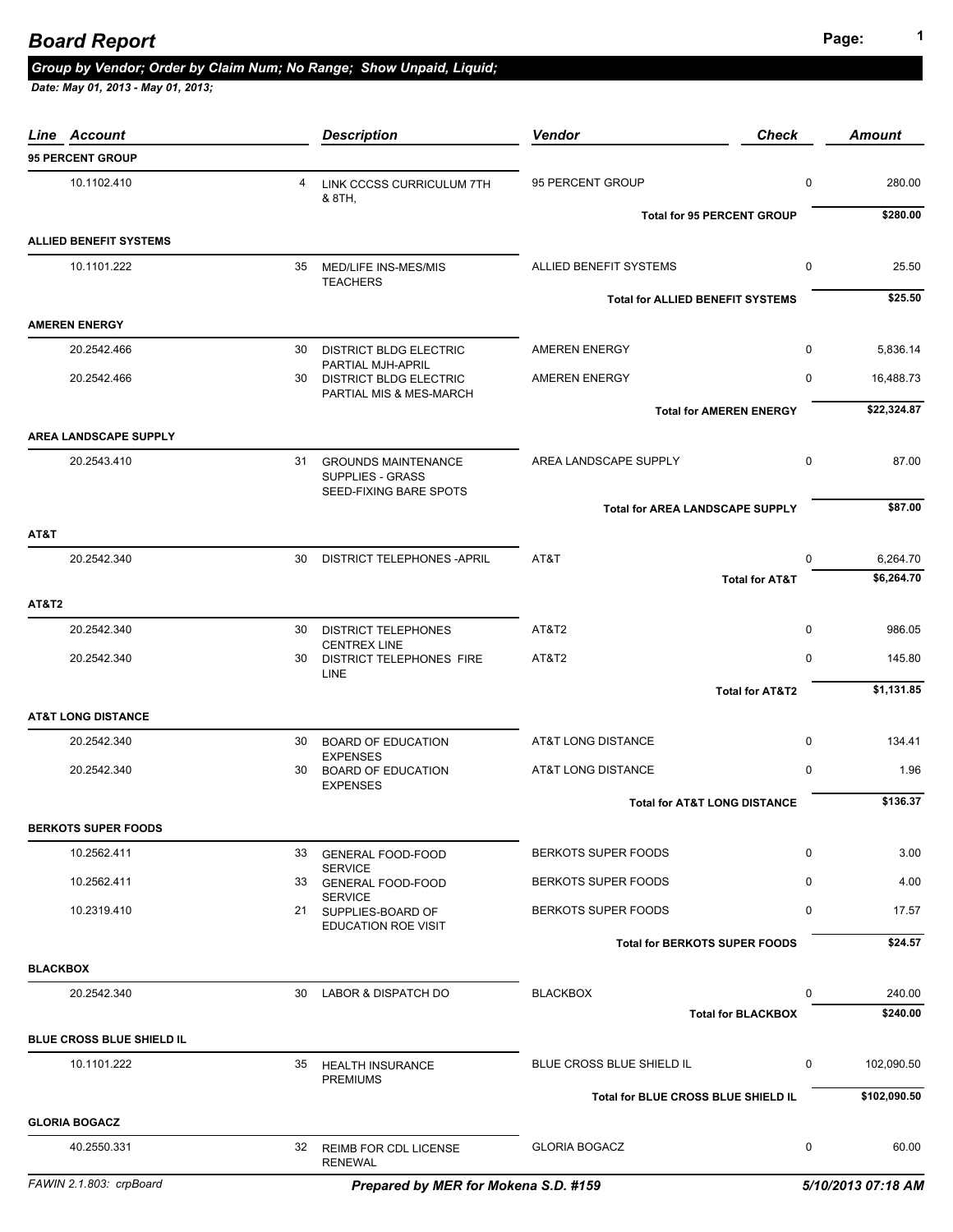# Board Report

***Group by Vendor; Order by Claim Num; No Range; Show Unpaid, Liquid;***

***Date: May 01, 2013 - May 01, 2013;***

| Line | Account | | Description | Vendor | Check | Amount |
|---|---|---|---|---|---|---|
| **95 PERCENT GROUP** | | | | | | |
| | 10.1102.410 | 4 | LINK CCCSS CURRICULUM 7TH & 8TH, | 95 PERCENT GROUP | 0 | 280.00 |
| | | | | **Total for 95 PERCENT GROUP** | | **$280.00** |
| **ALLIED BENEFIT SYSTEMS** | | | | | | |
| | 10.1101.222 | 35 | MED/LIFE INS-MES/MIS TEACHERS | ALLIED BENEFIT SYSTEMS | 0 | 25.50 |
| | | | | **Total for ALLIED BENEFIT SYSTEMS** | | **$25.50** |
| **AMEREN ENERGY** | | | | | | |
| | 20.2542.466 | 30 | DISTRICT BLDG ELECTRIC PARTIAL MJH-APRIL | AMEREN ENERGY | 0 | 5,836.14 |
| | 20.2542.466 | 30 | DISTRICT BLDG ELECTRIC PARTIAL MIS & MES-MARCH | AMEREN ENERGY | 0 | 16,488.73 |
| | | | | **Total for AMEREN ENERGY** | | **$22,324.87** |
| **AREA LANDSCAPE SUPPLY** | | | | | | |
| | 20.2543.410 | 31 | GROUNDS MAINTENANCE SUPPLIES - GRASS SEED-FIXING BARE SPOTS | AREA LANDSCAPE SUPPLY | 0 | 87.00 |
| | | | | **Total for AREA LANDSCAPE SUPPLY** | | **$87.00** |
| **AT&T** | | | | | | |
| | 20.2542.340 | 30 | DISTRICT TELEPHONES -APRIL | AT&T | 0 | 6,264.70 |
| | | | | **Total for AT&T** | | **$6,264.70** |
| **AT&T2** | | | | | | |
| | 20.2542.340 | 30 | DISTRICT TELEPHONES CENTREX LINE | AT&T2 | 0 | 986.05 |
| | 20.2542.340 | 30 | DISTRICT TELEPHONES FIRE LINE | AT&T2 | 0 | 145.80 |
| | | | | **Total for AT&T2** | | **$1,131.85** |
| **AT&T LONG DISTANCE** | | | | | | |
| | 20.2542.340 | 30 | BOARD OF EDUCATION EXPENSES | AT&T LONG DISTANCE | 0 | 134.41 |
| | 20.2542.340 | 30 | BOARD OF EDUCATION EXPENSES | AT&T LONG DISTANCE | 0 | 1.96 |
| | | | | **Total for AT&T LONG DISTANCE** | | **$136.37** |
| **BERKOTS SUPER FOODS** | | | | | | |
| | 10.2562.411 | 33 | GENERAL FOOD-FOOD SERVICE | BERKOTS SUPER FOODS | 0 | 3.00 |
| | 10.2562.411 | 33 | GENERAL FOOD-FOOD SERVICE | BERKOTS SUPER FOODS | 0 | 4.00 |
| | 10.2319.410 | 21 | SUPPLIES-BOARD OF EDUCATION ROE VISIT | BERKOTS SUPER FOODS | 0 | 17.57 |
| | | | | **Total for BERKOTS SUPER FOODS** | | **$24.57** |
| **BLACKBOX** | | | | | | |
| | 20.2542.340 | 30 | LABOR & DISPATCH DO | BLACKBOX | 0 | 240.00 |
| | | | | **Total for BLACKBOX** | | **$240.00** |
| **BLUE CROSS BLUE SHIELD IL** | | | | | | |
| | 10.1101.222 | 35 | HEALTH INSURANCE PREMIUMS | BLUE CROSS BLUE SHIELD IL | 0 | 102,090.50 |
| | | | | **Total for BLUE CROSS BLUE SHIELD IL** | | **$102,090.50** |
| **GLORIA BOGACZ** | | | | | | |
| | 40.2550.331 | 32 | REIMB FOR CDL LICENSE RENEWAL | GLORIA BOGACZ | 0 | 60.00 |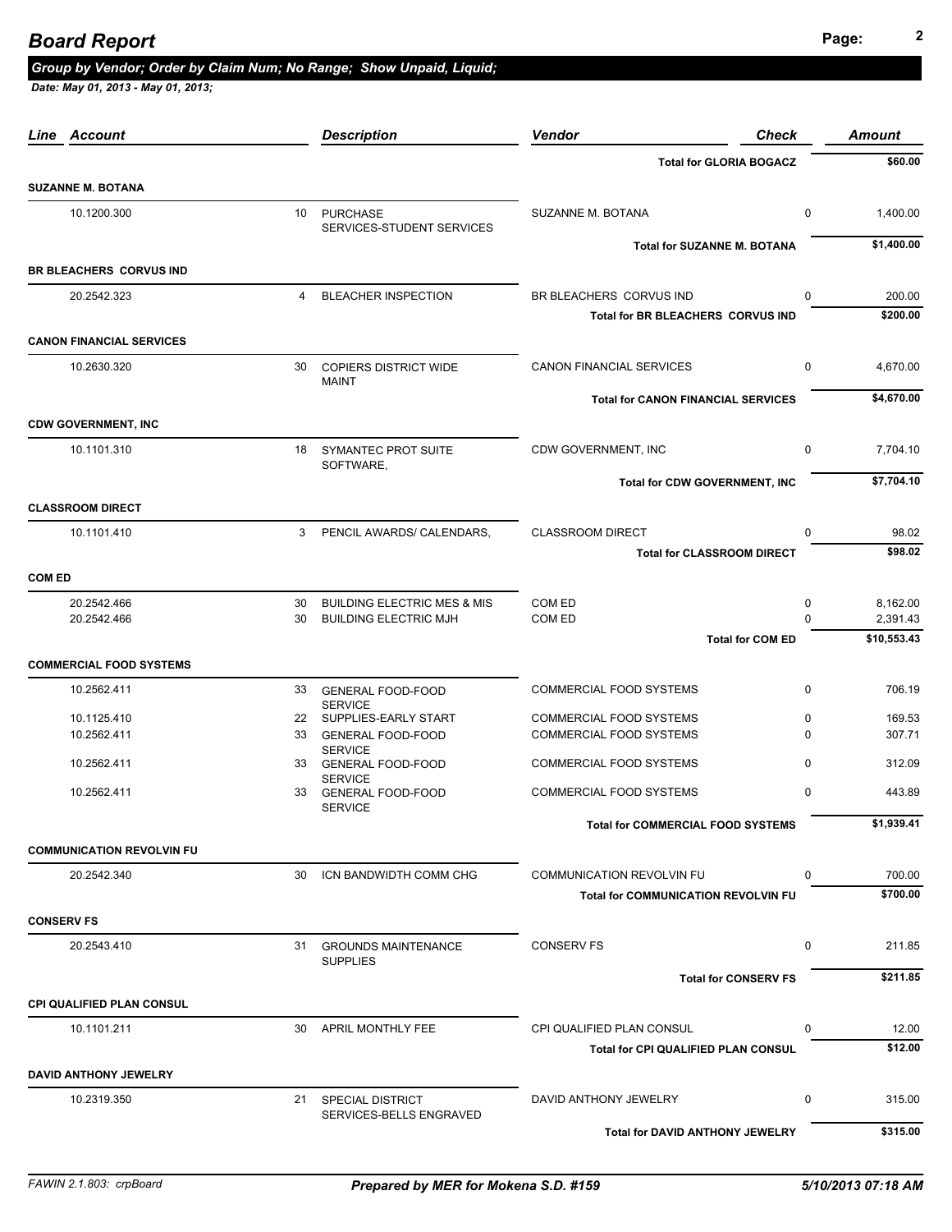# Board Report

***Group by Vendor; Order by Claim Num; No Range; Show Unpaid, Liquid;***

***Date: May 01, 2013 - May 01, 2013;***

| Line | Account | | Description | Vendor | Check | Amount |
|---|---|---|---|---|---|---|
| | | | | **Total for GLORIA BOGACZ** | | **$60.00** |
| **SUZANNE M. BOTANA** | | | | | | |
| | 10.1200.300 | 10 | PURCHASE SERVICES-STUDENT SERVICES | SUZANNE M. BOTANA | 0 | 1,400.00 |
| | | | | **Total for SUZANNE M. BOTANA** | | **$1,400.00** |
| **BR BLEACHERS CORVUS IND** | | | | | | |
| | 20.2542.323 | 4 | BLEACHER INSPECTION | BR BLEACHERS CORVUS IND | 0 | 200.00 |
| | | | | **Total for BR BLEACHERS CORVUS IND** | | **$200.00** |
| **CANON FINANCIAL SERVICES** | | | | | | |
| | 10.2630.320 | 30 | COPIERS DISTRICT WIDE MAINT | CANON FINANCIAL SERVICES | 0 | 4,670.00 |
| | | | | **Total for CANON FINANCIAL SERVICES** | | **$4,670.00** |
| **CDW GOVERNMENT, INC** | | | | | | |
| | 10.1101.310 | 18 | SYMANTEC PROT SUITE SOFTWARE, | CDW GOVERNMENT, INC | 0 | 7,704.10 |
| | | | | **Total for CDW GOVERNMENT, INC** | | **$7,704.10** |
| **CLASSROOM DIRECT** | | | | | | |
| | 10.1101.410 | 3 | PENCIL AWARDS/ CALENDARS, | CLASSROOM DIRECT | 0 | 98.02 |
| | | | | **Total for CLASSROOM DIRECT** | | **$98.02** |
| **COM ED** | | | | | | |
| | 20.2542.466 | 30 | BUILDING ELECTRIC MES & MIS | COM ED | 0 | 8,162.00 |
| | 20.2542.466 | 30 | BUILDING ELECTRIC MJH | COM ED | 0 | 2,391.43 |
| | | | | **Total for COM ED** | | **$10,553.43** |
| **COMMERCIAL FOOD SYSTEMS** | | | | | | |
| | 10.2562.411 | 33 | GENERAL FOOD-FOOD SERVICE | COMMERCIAL FOOD SYSTEMS | 0 | 706.19 |
| | 10.1125.410 | 22 | SUPPLIES-EARLY START | COMMERCIAL FOOD SYSTEMS | 0 | 169.53 |
| | 10.2562.411 | 33 | GENERAL FOOD-FOOD SERVICE | COMMERCIAL FOOD SYSTEMS | 0 | 307.71 |
| | 10.2562.411 | 33 | GENERAL FOOD-FOOD SERVICE | COMMERCIAL FOOD SYSTEMS | 0 | 312.09 |
| | 10.2562.411 | 33 | GENERAL FOOD-FOOD SERVICE | COMMERCIAL FOOD SYSTEMS | 0 | 443.89 |
| | | | | **Total for COMMERCIAL FOOD SYSTEMS** | | **$1,939.41** |
| **COMMUNICATION REVOLVIN FU** | | | | | | |
| | 20.2542.340 | 30 | ICN BANDWIDTH COMM CHG | COMMUNICATION REVOLVIN FU | 0 | 700.00 |
| | | | | **Total for COMMUNICATION REVOLVIN FU** | | **$700.00** |
| **CONSERV FS** | | | | | | |
| | 20.2543.410 | 31 | GROUNDS MAINTENANCE SUPPLIES | CONSERV FS | 0 | 211.85 |
| | | | | **Total for CONSERV FS** | | **$211.85** |
| **CPI QUALIFIED PLAN CONSUL** | | | | | | |
| | 10.1101.211 | 30 | APRIL MONTHLY FEE | CPI QUALIFIED PLAN CONSUL | 0 | 12.00 |
| | | | | **Total for CPI QUALIFIED PLAN CONSUL** | | **$12.00** |
| **DAVID ANTHONY JEWELRY** | | | | | | |
| | 10.2319.350 | 21 | SPECIAL DISTRICT SERVICES-BELLS ENGRAVED | DAVID ANTHONY JEWELRY | 0 | 315.00 |
| | | | | **Total for DAVID ANTHONY JEWELRY** | | **$315.00** |

FAWIN 2.1.803: crpBoard | ***Prepared by MER for Mokena S.D. #159*** | ***5/10/2013 07:18 AM***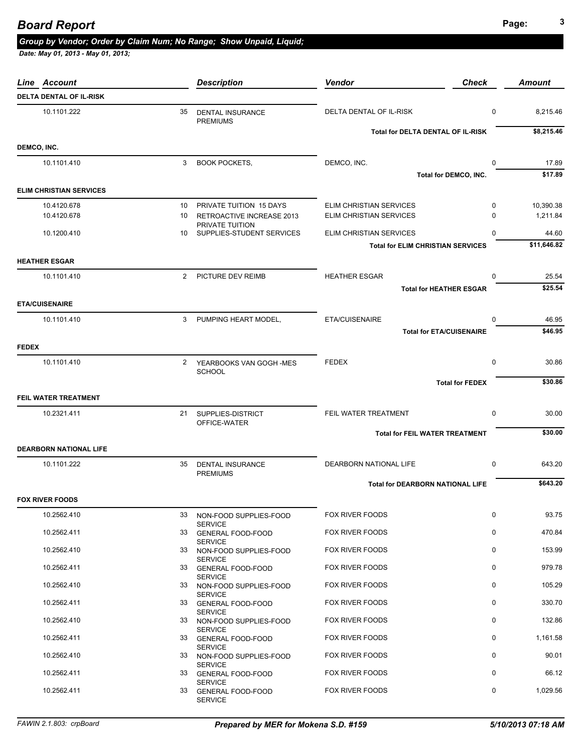# Board Report

*Group by Vendor; Order by Claim Num; No Range; Show Unpaid, Liquid;*

*Date: May 01, 2013 - May 01, 2013;*

| Line | Account | | Description | Vendor | Check | Amount |
|---|---|---|---|---|---|---|
| **DELTA DENTAL OF IL-RISK** | | | | | | |
| | 10.1101.222 | 35 | DENTAL INSURANCE PREMIUMS | DELTA DENTAL OF IL-RISK | 0 | 8,215.46 |
| | | | | **Total for DELTA DENTAL OF IL-RISK** | | **$8,215.46** |
| **DEMCO, INC.** | | | | | | |
| | 10.1101.410 | 3 | BOOK POCKETS, | DEMCO, INC. | 0 | 17.89 |
| | | | | **Total for DEMCO, INC.** | | **$17.89** |
| **ELIM CHRISTIAN SERVICES** | | | | | | |
| | 10.4120.678 | 10 | PRIVATE TUITION 15 DAYS | ELIM CHRISTIAN SERVICES | 0 | 10,390.38 |
| | 10.4120.678 | 10 | RETROACTIVE INCREASE 2013 PRIVATE TUITION | ELIM CHRISTIAN SERVICES | 0 | 1,211.84 |
| | 10.1200.410 | 10 | SUPPLIES-STUDENT SERVICES | ELIM CHRISTIAN SERVICES | 0 | 44.60 |
| | | | | **Total for ELIM CHRISTIAN SERVICES** | | **$11,646.82** |
| **HEATHER ESGAR** | | | | | | |
| | 10.1101.410 | 2 | PICTURE DEV REIMB | HEATHER ESGAR | 0 | 25.54 |
| | | | | **Total for HEATHER ESGAR** | | **$25.54** |
| **ETA/CUISENAIRE** | | | | | | |
| | 10.1101.410 | 3 | PUMPING HEART MODEL, | ETA/CUISENAIRE | 0 | 46.95 |
| | | | | **Total for ETA/CUISENAIRE** | | **$46.95** |
| **FEDEX** | | | | | | |
| | 10.1101.410 | 2 | YEARBOOKS VAN GOGH -MES SCHOOL | FEDEX | 0 | 30.86 |
| | | | | **Total for FEDEX** | | **$30.86** |
| **FEIL WATER TREATMENT** | | | | | | |
| | 10.2321.411 | 21 | SUPPLIES-DISTRICT OFFICE-WATER | FEIL WATER TREATMENT | 0 | 30.00 |
| | | | | **Total for FEIL WATER TREATMENT** | | **$30.00** |
| **DEARBORN NATIONAL LIFE** | | | | | | |
| | 10.1101.222 | 35 | DENTAL INSURANCE PREMIUMS | DEARBORN NATIONAL LIFE | 0 | 643.20 |
| | | | | **Total for DEARBORN NATIONAL LIFE** | | **$643.20** |
| **FOX RIVER FOODS** | | | | | | |
| | 10.2562.410 | 33 | NON-FOOD SUPPLIES-FOOD SERVICE | FOX RIVER FOODS | 0 | 93.75 |
| | 10.2562.411 | 33 | GENERAL FOOD-FOOD SERVICE | FOX RIVER FOODS | 0 | 470.84 |
| | 10.2562.410 | 33 | NON-FOOD SUPPLIES-FOOD SERVICE | FOX RIVER FOODS | 0 | 153.99 |
| | 10.2562.411 | 33 | GENERAL FOOD-FOOD SERVICE | FOX RIVER FOODS | 0 | 979.78 |
| | 10.2562.410 | 33 | NON-FOOD SUPPLIES-FOOD SERVICE | FOX RIVER FOODS | 0 | 105.29 |
| | 10.2562.411 | 33 | GENERAL FOOD-FOOD SERVICE | FOX RIVER FOODS | 0 | 330.70 |
| | 10.2562.410 | 33 | NON-FOOD SUPPLIES-FOOD SERVICE | FOX RIVER FOODS | 0 | 132.86 |
| | 10.2562.411 | 33 | GENERAL FOOD-FOOD SERVICE | FOX RIVER FOODS | 0 | 1,161.58 |
| | 10.2562.410 | 33 | NON-FOOD SUPPLIES-FOOD SERVICE | FOX RIVER FOODS | 0 | 90.01 |
| | 10.2562.411 | 33 | GENERAL FOOD-FOOD SERVICE | FOX RIVER FOODS | 0 | 66.12 |
| | 10.2562.411 | 33 | GENERAL FOOD-FOOD SERVICE | FOX RIVER FOODS | 0 | 1,029.56 |

FAWIN 2.1.803: crpBoard — *Prepared by MER for Mokena S.D. #159* — *5/10/2013 07:18 AM*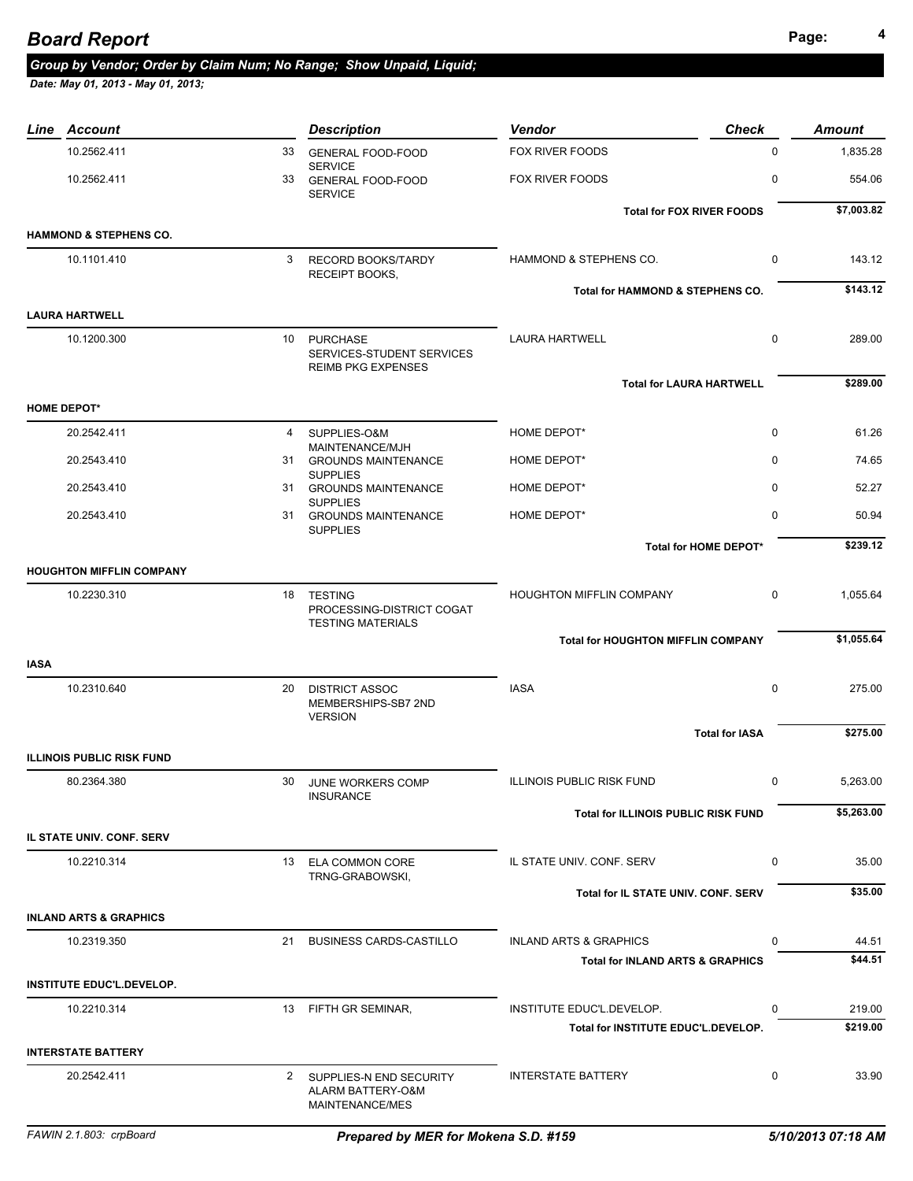# Board Report

*Group by Vendor; Order by Claim Num; No Range; Show Unpaid, Liquid;*

*Date: May 01, 2013 - May 01, 2013;*

| Line | Account | | Description | Vendor | Check | Amount |
|---|---|---|---|---|---|---|
| | 10.2562.411 | 33 | GENERAL FOOD-FOOD SERVICE | FOX RIVER FOODS | 0 | 1,835.28 |
| | 10.2562.411 | 33 | GENERAL FOOD-FOOD SERVICE | FOX RIVER FOODS | 0 | 554.06 |
| | | | | **Total for FOX RIVER FOODS** | | **$7,003.82** |
| **HAMMOND & STEPHENS CO.** | | | | | | |
| | 10.1101.410 | 3 | RECORD BOOKS/TARDY RECEIPT BOOKS, | HAMMOND & STEPHENS CO. | 0 | 143.12 |
| | | | | **Total for HAMMOND & STEPHENS CO.** | | **$143.12** |
| **LAURA HARTWELL** | | | | | | |
| | 10.1200.300 | 10 | PURCHASE SERVICES-STUDENT SERVICES REIMB PKG EXPENSES | LAURA HARTWELL | 0 | 289.00 |
| | | | | **Total for LAURA HARTWELL** | | **$289.00** |
| **HOME DEPOT*** | | | | | | |
| | 20.2542.411 | 4 | SUPPLIES-O&M MAINTENANCE/MJH | HOME DEPOT* | 0 | 61.26 |
| | 20.2543.410 | 31 | GROUNDS MAINTENANCE SUPPLIES | HOME DEPOT* | 0 | 74.65 |
| | 20.2543.410 | 31 | GROUNDS MAINTENANCE SUPPLIES | HOME DEPOT* | 0 | 52.27 |
| | 20.2543.410 | 31 | GROUNDS MAINTENANCE SUPPLIES | HOME DEPOT* | 0 | 50.94 |
| | | | | **Total for HOME DEPOT*** | | **$239.12** |
| **HOUGHTON MIFFLIN COMPANY** | | | | | | |
| | 10.2230.310 | 18 | TESTING PROCESSING-DISTRICT COGAT TESTING MATERIALS | HOUGHTON MIFFLIN COMPANY | 0 | 1,055.64 |
| | | | | **Total for HOUGHTON MIFFLIN COMPANY** | | **$1,055.64** |
| **IASA** | | | | | | |
| | 10.2310.640 | 20 | DISTRICT ASSOC MEMBERSHIPS-SB7 2ND VERSION | IASA | 0 | 275.00 |
| | | | | **Total for IASA** | | **$275.00** |
| **ILLINOIS PUBLIC RISK FUND** | | | | | | |
| | 80.2364.380 | 30 | JUNE WORKERS COMP INSURANCE | ILLINOIS PUBLIC RISK FUND | 0 | 5,263.00 |
| | | | | **Total for ILLINOIS PUBLIC RISK FUND** | | **$5,263.00** |
| **IL STATE UNIV. CONF. SERV** | | | | | | |
| | 10.2210.314 | 13 | ELA COMMON CORE TRNG-GRABOWSKI, | IL STATE UNIV. CONF. SERV | 0 | 35.00 |
| | | | | **Total for IL STATE UNIV. CONF. SERV** | | **$35.00** |
| **INLAND ARTS & GRAPHICS** | | | | | | |
| | 10.2319.350 | 21 | BUSINESS CARDS-CASTILLO | INLAND ARTS & GRAPHICS | 0 | 44.51 |
| | | | | **Total for INLAND ARTS & GRAPHICS** | | **$44.51** |
| **INSTITUTE EDUC'L.DEVELOP.** | | | | | | |
| | 10.2210.314 | 13 | FIFTH GR SEMINAR, | INSTITUTE EDUC'L.DEVELOP. | 0 | 219.00 |
| | | | | **Total for INSTITUTE EDUC'L.DEVELOP.** | | **$219.00** |
| **INTERSTATE BATTERY** | | | | | | |
| | 20.2542.411 | 2 | SUPPLIES-N END SECURITY ALARM BATTERY-O&M MAINTENANCE/MES | INTERSTATE BATTERY | 0 | 33.90 |

FAWIN 2.1.803: crpBoard | *Prepared by MER for Mokena S.D. #159* | *5/10/2013 07:18 AM*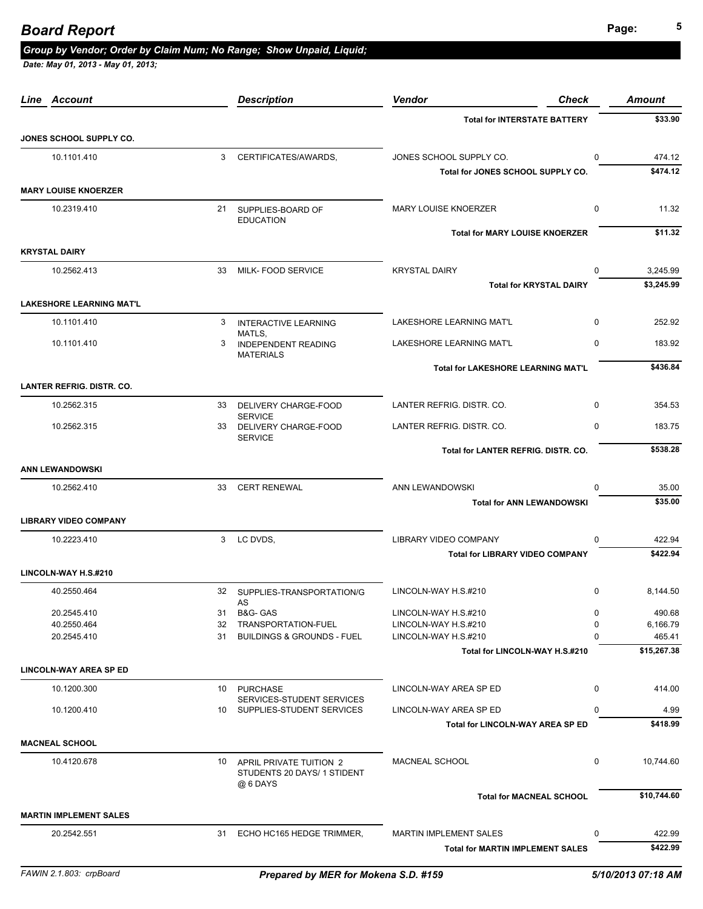# Board Report

***Group by Vendor; Order by Claim Num; No Range; Show Unpaid, Liquid;***

***Date: May 01, 2013 - May 01, 2013;***

| Line | Account | | Description | Vendor | Check | Amount |
|---|---|---|---|---|---|---|
| | | | | **Total for INTERSTATE BATTERY** | | **$33.90** |
| **JONES SCHOOL SUPPLY CO.** | | | | | | |
| | 10.1101.410 | 3 | CERTIFICATES/AWARDS, | JONES SCHOOL SUPPLY CO. | 0 | 474.12 |
| | | | | **Total for JONES SCHOOL SUPPLY CO.** | | **$474.12** |
| **MARY LOUISE KNOERZER** | | | | | | |
| | 10.2319.410 | 21 | SUPPLIES-BOARD OF EDUCATION | MARY LOUISE KNOERZER | 0 | 11.32 |
| | | | | **Total for MARY LOUISE KNOERZER** | | **$11.32** |
| **KRYSTAL DAIRY** | | | | | | |
| | 10.2562.413 | 33 | MILK- FOOD SERVICE | KRYSTAL DAIRY | 0 | 3,245.99 |
| | | | | **Total for KRYSTAL DAIRY** | | **$3,245.99** |
| **LAKESHORE LEARNING MAT'L** | | | | | | |
| | 10.1101.410 | 3 | INTERACTIVE LEARNING MATLS, | LAKESHORE LEARNING MAT'L | 0 | 252.92 |
| | 10.1101.410 | 3 | INDEPENDENT READING MATERIALS | LAKESHORE LEARNING MAT'L | 0 | 183.92 |
| | | | | **Total for LAKESHORE LEARNING MAT'L** | | **$436.84** |
| **LANTER REFRIG. DISTR. CO.** | | | | | | |
| | 10.2562.315 | 33 | DELIVERY CHARGE-FOOD SERVICE | LANTER REFRIG. DISTR. CO. | 0 | 354.53 |
| | 10.2562.315 | 33 | DELIVERY CHARGE-FOOD SERVICE | LANTER REFRIG. DISTR. CO. | 0 | 183.75 |
| | | | | **Total for LANTER REFRIG. DISTR. CO.** | | **$538.28** |
| **ANN LEWANDOWSKI** | | | | | | |
| | 10.2562.410 | 33 | CERT RENEWAL | ANN LEWANDOWSKI | 0 | 35.00 |
| | | | | **Total for ANN LEWANDOWSKI** | | **$35.00** |
| **LIBRARY VIDEO COMPANY** | | | | | | |
| | 10.2223.410 | 3 | LC DVDS, | LIBRARY VIDEO COMPANY | 0 | 422.94 |
| | | | | **Total for LIBRARY VIDEO COMPANY** | | **$422.94** |
| **LINCOLN-WAY H.S.#210** | | | | | | |
| | 40.2550.464 | 32 | SUPPLIES-TRANSPORTATION/GAS | LINCOLN-WAY H.S.#210 | 0 | 8,144.50 |
| | 20.2545.410 | 31 | B&G- GAS | LINCOLN-WAY H.S.#210 | 0 | 490.68 |
| | 40.2550.464 | 32 | TRANSPORTATION-FUEL | LINCOLN-WAY H.S.#210 | 0 | 6,166.79 |
| | 20.2545.410 | 31 | BUILDINGS & GROUNDS - FUEL | LINCOLN-WAY H.S.#210 | 0 | 465.41 |
| | | | | **Total for LINCOLN-WAY H.S.#210** | | **$15,267.38** |
| **LINCOLN-WAY AREA SP ED** | | | | | | |
| | 10.1200.300 | 10 | PURCHASE SERVICES-STUDENT SERVICES | LINCOLN-WAY AREA SP ED | 0 | 414.00 |
| | 10.1200.410 | 10 | SUPPLIES-STUDENT SERVICES | LINCOLN-WAY AREA SP ED | 0 | 4.99 |
| | | | | **Total for LINCOLN-WAY AREA SP ED** | | **$418.99** |
| **MACNEAL SCHOOL** | | | | | | |
| | 10.4120.678 | 10 | APRIL PRIVATE TUITION 2 STUDENTS 20 DAYS/ 1 STIDENT @ 6 DAYS | MACNEAL SCHOOL | 0 | 10,744.60 |
| | | | | **Total for MACNEAL SCHOOL** | | **$10,744.60** |
| **MARTIN IMPLEMENT SALES** | | | | | | |
| | 20.2542.551 | 31 | ECHO HC165 HEDGE TRIMMER, | MARTIN IMPLEMENT SALES | 0 | 422.99 |
| | | | | **Total for MARTIN IMPLEMENT SALES** | | **$422.99** |

FAWIN 2.1.803: crpBoard | *Prepared by MER for Mokena S.D. #159* | *5/10/2013 07:18 AM*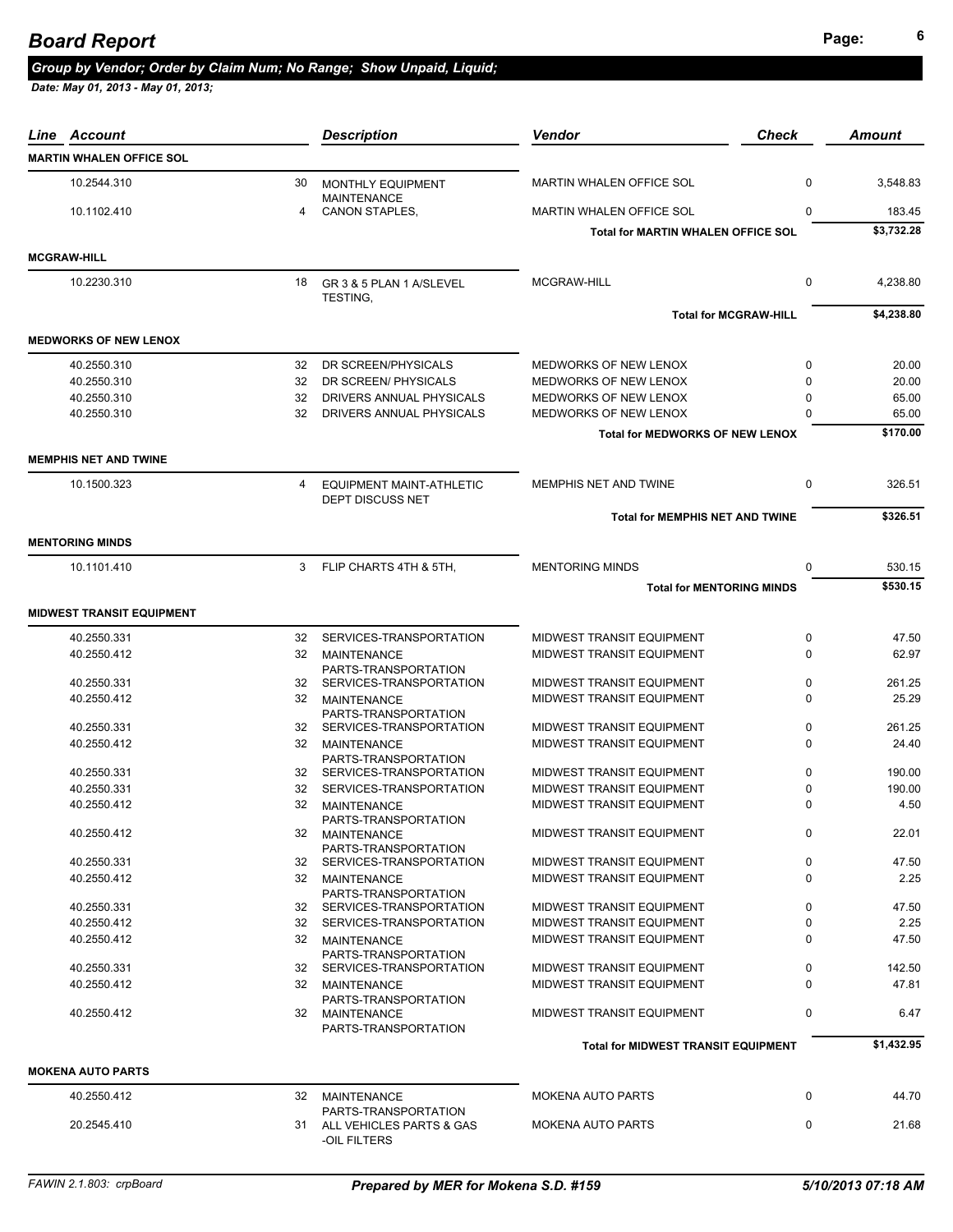# Board Report

***Group by Vendor; Order by Claim Num; No Range; Show Unpaid, Liquid;***

***Date: May 01, 2013 - May 01, 2013;***

| Line | Account | | Description | Vendor | Check | Amount |
|---|---|---|---|---|---|---|
| **MARTIN WHALEN OFFICE SOL** | | | | | | |
| | 10.2544.310 | 30 | MONTHLY EQUIPMENT MAINTENANCE | MARTIN WHALEN OFFICE SOL | 0 | 3,548.83 |
| | 10.1102.410 | 4 | CANON STAPLES, | MARTIN WHALEN OFFICE SOL | 0 | 183.45 |
| | | | | **Total for MARTIN WHALEN OFFICE SOL** | | **$3,732.28** |
| **MCGRAW-HILL** | | | | | | |
| | 10.2230.310 | 18 | GR 3 & 5 PLAN 1 A/SLEVEL TESTING, | MCGRAW-HILL | 0 | 4,238.80 |
| | | | | **Total for MCGRAW-HILL** | | **$4,238.80** |
| **MEDWORKS OF NEW LENOX** | | | | | | |
| | 40.2550.310 | 32 | DR SCREEN/PHYSICALS | MEDWORKS OF NEW LENOX | 0 | 20.00 |
| | 40.2550.310 | 32 | DR SCREEN/ PHYSICALS | MEDWORKS OF NEW LENOX | 0 | 20.00 |
| | 40.2550.310 | 32 | DRIVERS ANNUAL PHYSICALS | MEDWORKS OF NEW LENOX | 0 | 65.00 |
| | 40.2550.310 | 32 | DRIVERS ANNUAL PHYSICALS | MEDWORKS OF NEW LENOX | 0 | 65.00 |
| | | | | **Total for MEDWORKS OF NEW LENOX** | | **$170.00** |
| **MEMPHIS NET AND TWINE** | | | | | | |
| | 10.1500.323 | 4 | EQUIPMENT MAINT-ATHLETIC DEPT DISCUSS NET | MEMPHIS NET AND TWINE | 0 | 326.51 |
| | | | | **Total for MEMPHIS NET AND TWINE** | | **$326.51** |
| **MENTORING MINDS** | | | | | | |
| | 10.1101.410 | 3 | FLIP CHARTS 4TH & 5TH, | MENTORING MINDS | 0 | 530.15 |
| | | | | **Total for MENTORING MINDS** | | **$530.15** |
| **MIDWEST TRANSIT EQUIPMENT** | | | | | | |
| | 40.2550.331 | 32 | SERVICES-TRANSPORTATION | MIDWEST TRANSIT EQUIPMENT | 0 | 47.50 |
| | 40.2550.412 | 32 | MAINTENANCE PARTS-TRANSPORTATION | MIDWEST TRANSIT EQUIPMENT | 0 | 62.97 |
| | 40.2550.331 | 32 | SERVICES-TRANSPORTATION | MIDWEST TRANSIT EQUIPMENT | 0 | 261.25 |
| | 40.2550.412 | 32 | MAINTENANCE PARTS-TRANSPORTATION | MIDWEST TRANSIT EQUIPMENT | 0 | 25.29 |
| | 40.2550.331 | 32 | SERVICES-TRANSPORTATION | MIDWEST TRANSIT EQUIPMENT | 0 | 261.25 |
| | 40.2550.412 | 32 | MAINTENANCE PARTS-TRANSPORTATION | MIDWEST TRANSIT EQUIPMENT | 0 | 24.40 |
| | 40.2550.331 | 32 | SERVICES-TRANSPORTATION | MIDWEST TRANSIT EQUIPMENT | 0 | 190.00 |
| | 40.2550.331 | 32 | SERVICES-TRANSPORTATION | MIDWEST TRANSIT EQUIPMENT | 0 | 190.00 |
| | 40.2550.412 | 32 | MAINTENANCE PARTS-TRANSPORTATION | MIDWEST TRANSIT EQUIPMENT | 0 | 4.50 |
| | 40.2550.412 | 32 | MAINTENANCE PARTS-TRANSPORTATION | MIDWEST TRANSIT EQUIPMENT | 0 | 22.01 |
| | 40.2550.331 | 32 | SERVICES-TRANSPORTATION | MIDWEST TRANSIT EQUIPMENT | 0 | 47.50 |
| | 40.2550.412 | 32 | MAINTENANCE PARTS-TRANSPORTATION | MIDWEST TRANSIT EQUIPMENT | 0 | 2.25 |
| | 40.2550.331 | 32 | SERVICES-TRANSPORTATION | MIDWEST TRANSIT EQUIPMENT | 0 | 47.50 |
| | 40.2550.412 | 32 | SERVICES-TRANSPORTATION | MIDWEST TRANSIT EQUIPMENT | 0 | 2.25 |
| | 40.2550.412 | 32 | MAINTENANCE PARTS-TRANSPORTATION | MIDWEST TRANSIT EQUIPMENT | 0 | 47.50 |
| | 40.2550.331 | 32 | SERVICES-TRANSPORTATION | MIDWEST TRANSIT EQUIPMENT | 0 | 142.50 |
| | 40.2550.412 | 32 | MAINTENANCE PARTS-TRANSPORTATION | MIDWEST TRANSIT EQUIPMENT | 0 | 47.81 |
| | 40.2550.412 | 32 | MAINTENANCE PARTS-TRANSPORTATION | MIDWEST TRANSIT EQUIPMENT | 0 | 6.47 |
| | | | | **Total for MIDWEST TRANSIT EQUIPMENT** | | **$1,432.95** |
| **MOKENA AUTO PARTS** | | | | | | |
| | 40.2550.412 | 32 | MAINTENANCE PARTS-TRANSPORTATION | MOKENA AUTO PARTS | 0 | 44.70 |
| | 20.2545.410 | 31 | ALL VEHICLES PARTS & GAS -OIL FILTERS | MOKENA AUTO PARTS | 0 | 21.68 |

*FAWIN 2.1.803: crpBoard* — ***Prepared by MER for Mokena S.D. #159*** — ***5/10/2013 07:18 AM***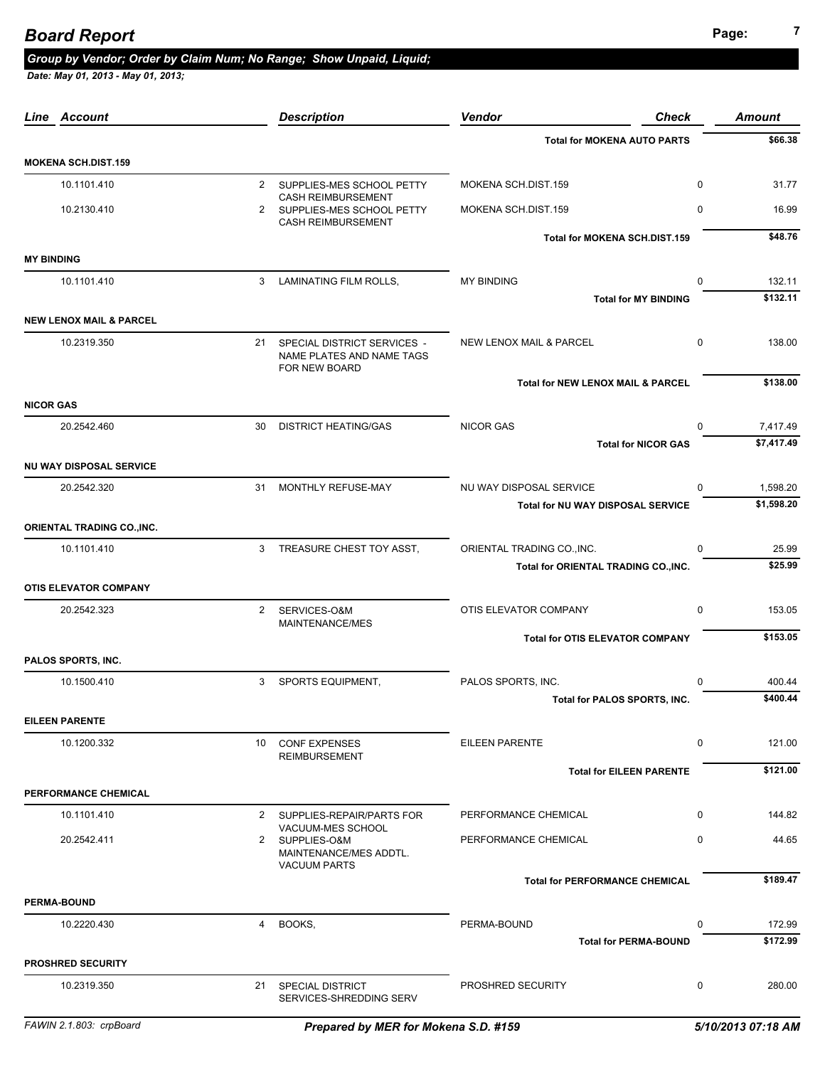# Board Report

*Group by Vendor; Order by Claim Num; No Range; Show Unpaid, Liquid;*

*Date: May 01, 2013 - May 01, 2013;*

| Line | Account | | Description | Vendor | Check | Amount |
|---|---|---|---|---|---|---|
| | | | | Total for MOKENA AUTO PARTS | | $66.38 |
| **MOKENA SCH.DIST.159** | | | | | | |
| | 10.1101.410 | 2 | SUPPLIES-MES SCHOOL PETTY CASH REIMBURSEMENT | MOKENA SCH.DIST.159 | 0 | 31.77 |
| | 10.2130.410 | 2 | SUPPLIES-MES SCHOOL PETTY CASH REIMBURSEMENT | MOKENA SCH.DIST.159 | 0 | 16.99 |
| | | | | Total for MOKENA SCH.DIST.159 | | $48.76 |
| **MY BINDING** | | | | | | |
| | 10.1101.410 | 3 | LAMINATING FILM ROLLS, | MY BINDING | 0 | 132.11 |
| | | | | Total for MY BINDING | | $132.11 |
| **NEW LENOX MAIL & PARCEL** | | | | | | |
| | 10.2319.350 | 21 | SPECIAL DISTRICT SERVICES - NAME PLATES AND NAME TAGS FOR NEW BOARD | NEW LENOX MAIL & PARCEL | 0 | 138.00 |
| | | | | Total for NEW LENOX MAIL & PARCEL | | $138.00 |
| **NICOR GAS** | | | | | | |
| | 20.2542.460 | 30 | DISTRICT HEATING/GAS | NICOR GAS | 0 | 7,417.49 |
| | | | | Total for NICOR GAS | | $7,417.49 |
| **NU WAY DISPOSAL SERVICE** | | | | | | |
| | 20.2542.320 | 31 | MONTHLY REFUSE-MAY | NU WAY DISPOSAL SERVICE | 0 | 1,598.20 |
| | | | | Total for NU WAY DISPOSAL SERVICE | | $1,598.20 |
| **ORIENTAL TRADING CO.,INC.** | | | | | | |
| | 10.1101.410 | 3 | TREASURE CHEST TOY ASST, | ORIENTAL TRADING CO.,INC. | 0 | 25.99 |
| | | | | Total for ORIENTAL TRADING CO.,INC. | | $25.99 |
| **OTIS ELEVATOR COMPANY** | | | | | | |
| | 20.2542.323 | 2 | SERVICES-O&M MAINTENANCE/MES | OTIS ELEVATOR COMPANY | 0 | 153.05 |
| | | | | Total for OTIS ELEVATOR COMPANY | | $153.05 |
| **PALOS SPORTS, INC.** | | | | | | |
| | 10.1500.410 | 3 | SPORTS EQUIPMENT, | PALOS SPORTS, INC. | 0 | 400.44 |
| | | | | Total for PALOS SPORTS, INC. | | $400.44 |
| **EILEEN PARENTE** | | | | | | |
| | 10.1200.332 | 10 | CONF EXPENSES REIMBURSEMENT | EILEEN PARENTE | 0 | 121.00 |
| | | | | Total for EILEEN PARENTE | | $121.00 |
| **PERFORMANCE CHEMICAL** | | | | | | |
| | 10.1101.410 | 2 | SUPPLIES-REPAIR/PARTS FOR VACUUM-MES SCHOOL | PERFORMANCE CHEMICAL | 0 | 144.82 |
| | 20.2542.411 | 2 | SUPPLIES-O&M MAINTENANCE/MES ADDTL. VACUUM PARTS | PERFORMANCE CHEMICAL | 0 | 44.65 |
| | | | | Total for PERFORMANCE CHEMICAL | | $189.47 |
| **PERMA-BOUND** | | | | | | |
| | 10.2220.430 | 4 | BOOKS, | PERMA-BOUND | 0 | 172.99 |
| | | | | Total for PERMA-BOUND | | $172.99 |
| **PROSHRED SECURITY** | | | | | | |
| | 10.2319.350 | 21 | SPECIAL DISTRICT SERVICES-SHREDDING SERV | PROSHRED SECURITY | 0 | 280.00 |

FAWIN 2.1.803: crpBoard — *Prepared by MER for Mokena S.D. #159* — *5/10/2013 07:18 AM*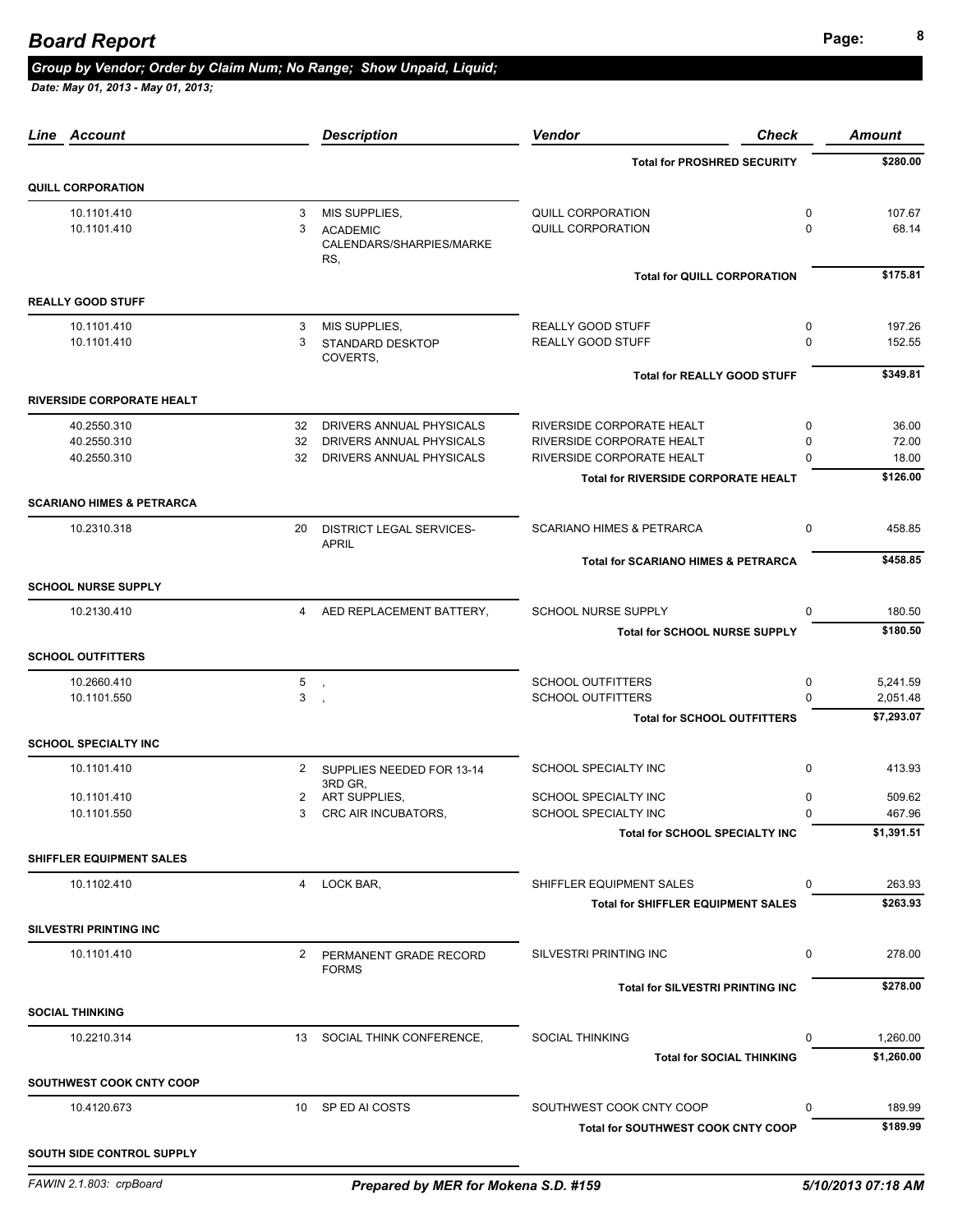# Board Report

***Group by Vendor; Order by Claim Num; No Range; Show Unpaid, Liquid;***

***Date: May 01, 2013 - May 01, 2013;***

| Line | Account | | Description | Vendor | Check | Amount |
|---|---|---|---|---|---|---|
| | | | | **Total for PROSHRED SECURITY** | | **$280.00** |
| **QUILL CORPORATION** | | | | | | |
| | 10.1101.410 | 3 | MIS SUPPLIES, | QUILL CORPORATION | 0 | 107.67 |
| | 10.1101.410 | 3 | ACADEMIC CALENDARS/SHARPIES/MARKERS, | QUILL CORPORATION | 0 | 68.14 |
| | | | | **Total for QUILL CORPORATION** | | **$175.81** |
| **REALLY GOOD STUFF** | | | | | | |
| | 10.1101.410 | 3 | MIS SUPPLIES, | REALLY GOOD STUFF | 0 | 197.26 |
| | 10.1101.410 | 3 | STANDARD DESKTOP COVERTS, | REALLY GOOD STUFF | 0 | 152.55 |
| | | | | **Total for REALLY GOOD STUFF** | | **$349.81** |
| **RIVERSIDE CORPORATE HEALT** | | | | | | |
| | 40.2550.310 | 32 | DRIVERS ANNUAL PHYSICALS | RIVERSIDE CORPORATE HEALT | 0 | 36.00 |
| | 40.2550.310 | 32 | DRIVERS ANNUAL PHYSICALS | RIVERSIDE CORPORATE HEALT | 0 | 72.00 |
| | 40.2550.310 | 32 | DRIVERS ANNUAL PHYSICALS | RIVERSIDE CORPORATE HEALT | 0 | 18.00 |
| | | | | **Total for RIVERSIDE CORPORATE HEALT** | | **$126.00** |
| **SCARIANO HIMES & PETRARCA** | | | | | | |
| | 10.2310.318 | 20 | DISTRICT LEGAL SERVICES-APRIL | SCARIANO HIMES & PETRARCA | 0 | 458.85 |
| | | | | **Total for SCARIANO HIMES & PETRARCA** | | **$458.85** |
| **SCHOOL NURSE SUPPLY** | | | | | | |
| | 10.2130.410 | 4 | AED REPLACEMENT BATTERY, | SCHOOL NURSE SUPPLY | 0 | 180.50 |
| | | | | **Total for SCHOOL NURSE SUPPLY** | | **$180.50** |
| **SCHOOL OUTFITTERS** | | | | | | |
| | 10.2660.410 | 5 | , | SCHOOL OUTFITTERS | 0 | 5,241.59 |
| | 10.1101.550 | 3 | , | SCHOOL OUTFITTERS | 0 | 2,051.48 |
| | | | | **Total for SCHOOL OUTFITTERS** | | **$7,293.07** |
| **SCHOOL SPECIALTY INC** | | | | | | |
| | 10.1101.410 | 2 | SUPPLIES NEEDED FOR 13-14 3RD GR, | SCHOOL SPECIALTY INC | 0 | 413.93 |
| | 10.1101.410 | 2 | ART SUPPLIES, | SCHOOL SPECIALTY INC | 0 | 509.62 |
| | 10.1101.550 | 3 | CRC AIR INCUBATORS, | SCHOOL SPECIALTY INC | 0 | 467.96 |
| | | | | **Total for SCHOOL SPECIALTY INC** | | **$1,391.51** |
| **SHIFFLER EQUIPMENT SALES** | | | | | | |
| | 10.1102.410 | 4 | LOCK BAR, | SHIFFLER EQUIPMENT SALES | 0 | 263.93 |
| | | | | **Total for SHIFFLER EQUIPMENT SALES** | | **$263.93** |
| **SILVESTRI PRINTING INC** | | | | | | |
| | 10.1101.410 | 2 | PERMANENT GRADE RECORD FORMS | SILVESTRI PRINTING INC | 0 | 278.00 |
| | | | | **Total for SILVESTRI PRINTING INC** | | **$278.00** |
| **SOCIAL THINKING** | | | | | | |
| | 10.2210.314 | 13 | SOCIAL THINK CONFERENCE, | SOCIAL THINKING | 0 | 1,260.00 |
| | | | | **Total for SOCIAL THINKING** | | **$1,260.00** |
| **SOUTHWEST COOK CNTY COOP** | | | | | | |
| | 10.4120.673 | 10 | SP ED AI COSTS | SOUTHWEST COOK CNTY COOP | 0 | 189.99 |
| | | | | **Total for SOUTHWEST COOK CNTY COOP** | | **$189.99** |
| **SOUTH SIDE CONTROL SUPPLY** | | | | | | |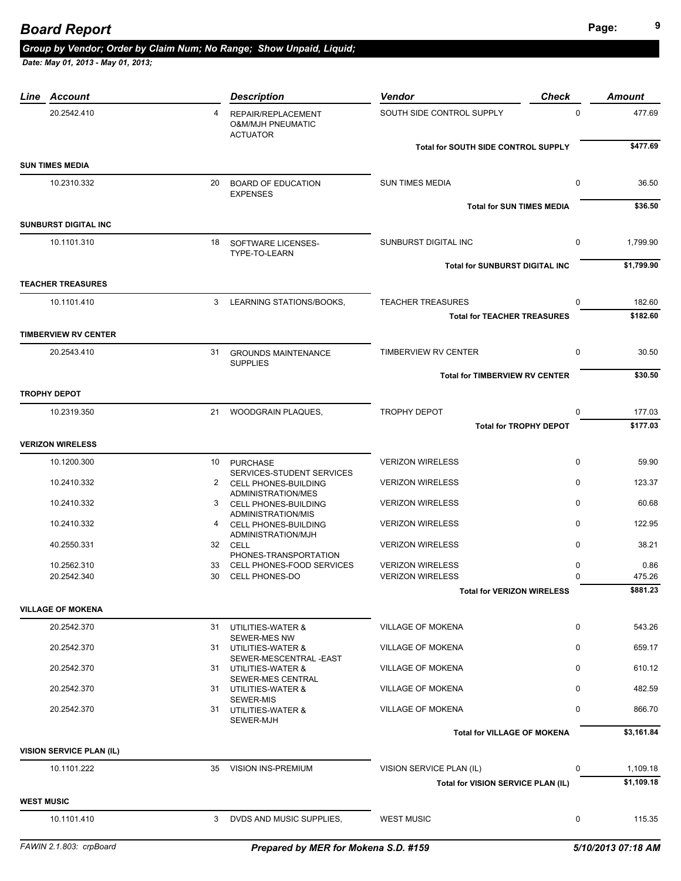# Board Report

***Group by Vendor; Order by Claim Num; No Range; Show Unpaid, Liquid;***

***Date: May 01, 2013 - May 01, 2013;***

| Line | Account | | Description | Vendor | Check | Amount |
|---|---|---|---|---|---|---|
| | 20.2542.410 | 4 | REPAIR/REPLACEMENT O&M/MJH PNEUMATIC ACTUATOR | SOUTH SIDE CONTROL SUPPLY | 0 | 477.69 |
| | | | | **Total for SOUTH SIDE CONTROL SUPPLY** | | **$477.69** |
| **SUN TIMES MEDIA** | | | | | | |
| | 10.2310.332 | 20 | BOARD OF EDUCATION EXPENSES | SUN TIMES MEDIA | 0 | 36.50 |
| | | | | **Total for SUN TIMES MEDIA** | | **$36.50** |
| **SUNBURST DIGITAL INC** | | | | | | |
| | 10.1101.310 | 18 | SOFTWARE LICENSES-TYPE-TO-LEARN | SUNBURST DIGITAL INC | 0 | 1,799.90 |
| | | | | **Total for SUNBURST DIGITAL INC** | | **$1,799.90** |
| **TEACHER TREASURES** | | | | | | |
| | 10.1101.410 | 3 | LEARNING STATIONS/BOOKS, | TEACHER TREASURES | 0 | 182.60 |
| | | | | **Total for TEACHER TREASURES** | | **$182.60** |
| **TIMBERVIEW RV CENTER** | | | | | | |
| | 20.2543.410 | 31 | GROUNDS MAINTENANCE SUPPLIES | TIMBERVIEW RV CENTER | 0 | 30.50 |
| | | | | **Total for TIMBERVIEW RV CENTER** | | **$30.50** |
| **TROPHY DEPOT** | | | | | | |
| | 10.2319.350 | 21 | WOODGRAIN PLAQUES, | TROPHY DEPOT | 0 | 177.03 |
| | | | | **Total for TROPHY DEPOT** | | **$177.03** |
| **VERIZON WIRELESS** | | | | | | |
| | 10.1200.300 | 10 | PURCHASE SERVICES-STUDENT SERVICES | VERIZON WIRELESS | 0 | 59.90 |
| | 10.2410.332 | 2 | CELL PHONES-BUILDING ADMINISTRATION/MES | VERIZON WIRELESS | 0 | 123.37 |
| | 10.2410.332 | 3 | CELL PHONES-BUILDING ADMINISTRATION/MIS | VERIZON WIRELESS | 0 | 60.68 |
| | 10.2410.332 | 4 | CELL PHONES-BUILDING ADMINISTRATION/MJH | VERIZON WIRELESS | 0 | 122.95 |
| | 40.2550.331 | 32 | CELL PHONES-TRANSPORTATION | VERIZON WIRELESS | 0 | 38.21 |
| | 10.2562.310 | 33 | CELL PHONES-FOOD SERVICES | VERIZON WIRELESS | 0 | 0.86 |
| | 20.2542.340 | 30 | CELL PHONES-DO | VERIZON WIRELESS | 0 | 475.26 |
| | | | | **Total for VERIZON WIRELESS** | | **$881.23** |
| **VILLAGE OF MOKENA** | | | | | | |
| | 20.2542.370 | 31 | UTILITIES-WATER & SEWER-MES NW | VILLAGE OF MOKENA | 0 | 543.26 |
| | 20.2542.370 | 31 | UTILITIES-WATER & SEWER-MESCENTRAL -EAST | VILLAGE OF MOKENA | 0 | 659.17 |
| | 20.2542.370 | 31 | UTILITIES-WATER & SEWER-MES CENTRAL | VILLAGE OF MOKENA | 0 | 610.12 |
| | 20.2542.370 | 31 | UTILITIES-WATER & SEWER-MIS | VILLAGE OF MOKENA | 0 | 482.59 |
| | 20.2542.370 | 31 | UTILITIES-WATER & SEWER-MJH | VILLAGE OF MOKENA | 0 | 866.70 |
| | | | | **Total for VILLAGE OF MOKENA** | | **$3,161.84** |
| **VISION SERVICE PLAN (IL)** | | | | | | |
| | 10.1101.222 | 35 | VISION INS-PREMIUM | VISION SERVICE PLAN (IL) | 0 | 1,109.18 |
| | | | | **Total for VISION SERVICE PLAN (IL)** | | **$1,109.18** |
| **WEST MUSIC** | | | | | | |
| | 10.1101.410 | 3 | DVDS AND MUSIC SUPPLIES, | WEST MUSIC | 0 | 115.35 |

FAWIN 2.1.803: crpBoard — *Prepared by MER for Mokena S.D. #159* — *5/10/2013 07:18 AM*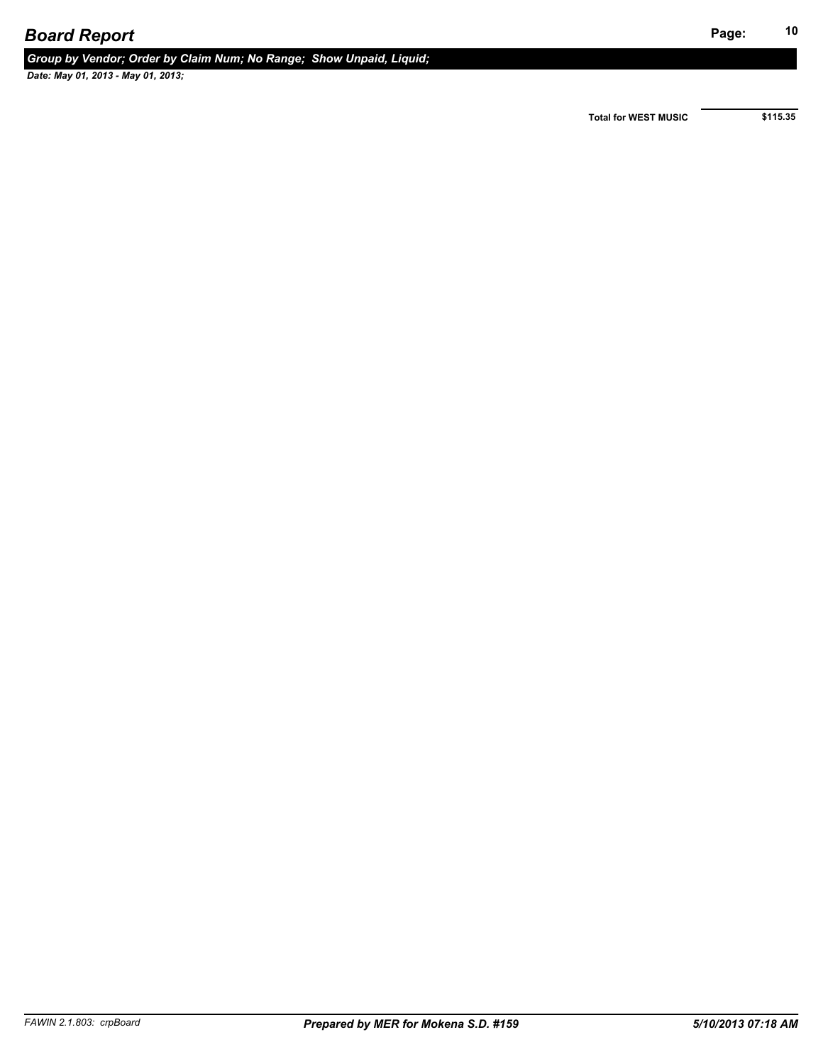Total for WEST MUSIC $115.35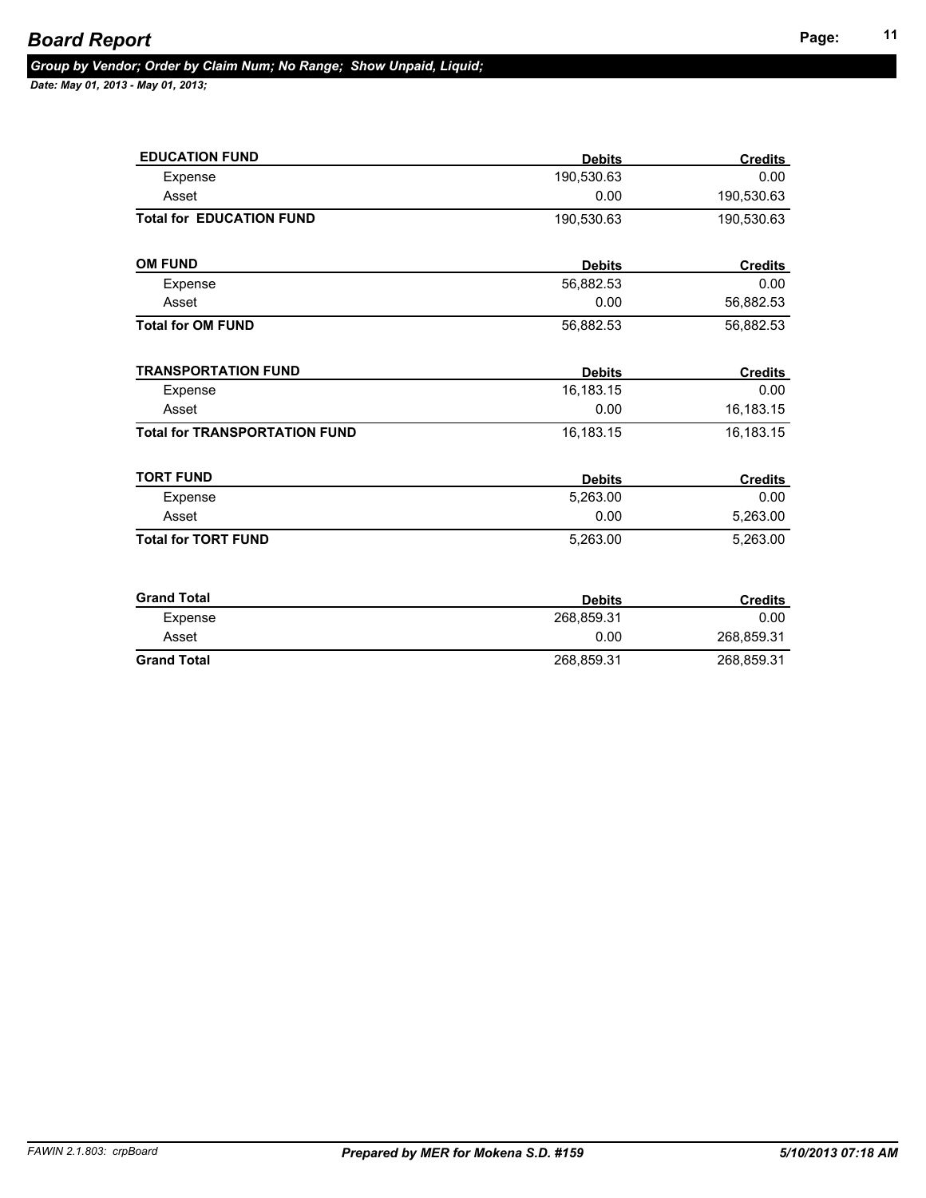| EDUCATION FUND | Debits | Credits |
|---|---|---|
| Expense | 190,530.63 | 0.00 |
| Asset | 0.00 | 190,530.63 |
| **Total for EDUCATION FUND** | 190,530.63 | 190,530.63 |

| OM FUND | Debits | Credits |
|---|---|---|
| Expense | 56,882.53 | 0.00 |
| Asset | 0.00 | 56,882.53 |
| **Total for OM FUND** | 56,882.53 | 56,882.53 |

| TRANSPORTATION FUND | Debits | Credits |
|---|---|---|
| Expense | 16,183.15 | 0.00 |
| Asset | 0.00 | 16,183.15 |
| **Total for TRANSPORTATION FUND** | 16,183.15 | 16,183.15 |

| TORT FUND | Debits | Credits |
|---|---|---|
| Expense | 5,263.00 | 0.00 |
| Asset | 0.00 | 5,263.00 |
| **Total for TORT FUND** | 5,263.00 | 5,263.00 |

| Grand Total | Debits | Credits |
|---|---|---|
| Expense | 268,859.31 | 0.00 |
| Asset | 0.00 | 268,859.31 |
| **Grand Total** | 268,859.31 | 268,859.31 |